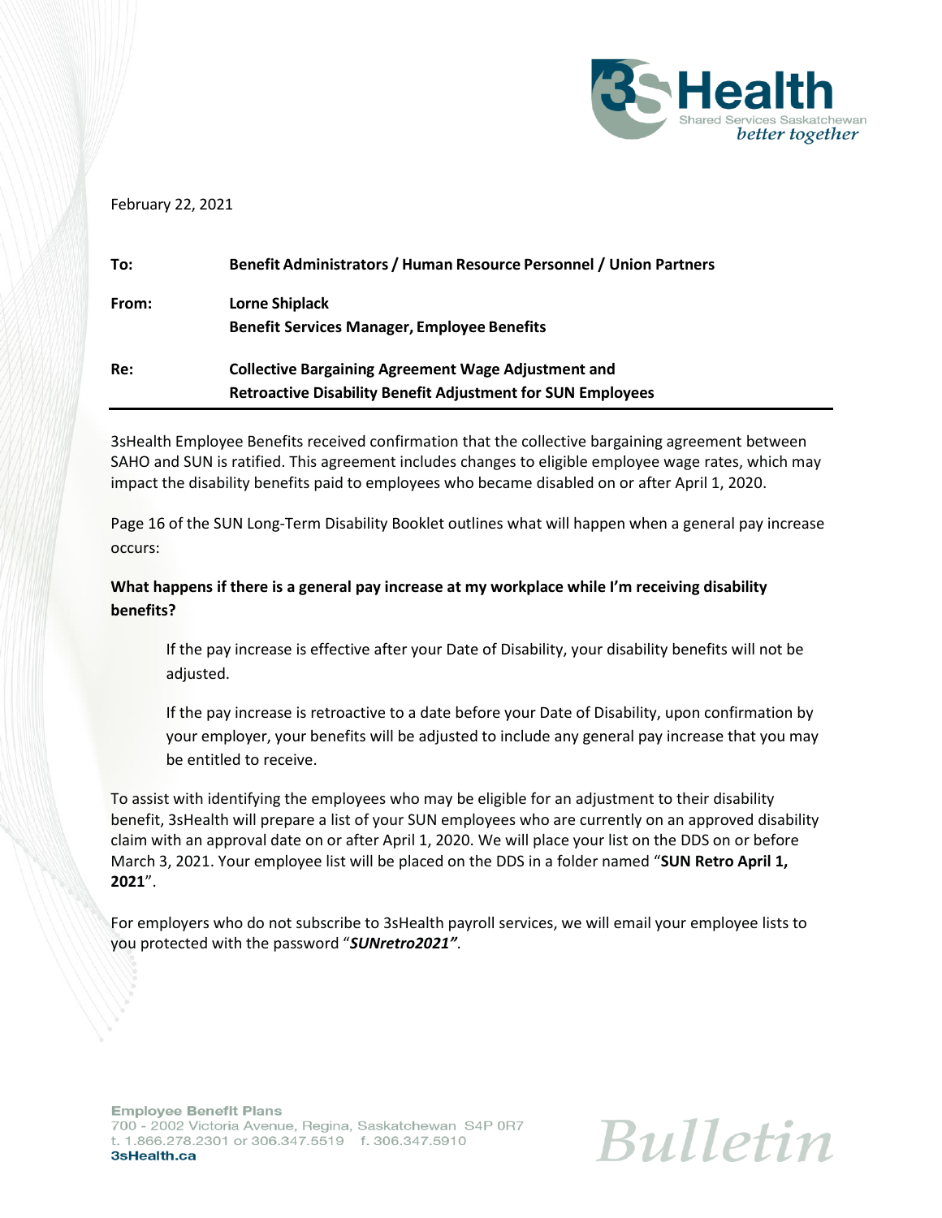3sHealth
Shared Services Saskatchewan
*better together*

February 22, 2021

| | |
|---|---|
| **To:** | **Benefit Administrators / Human Resource Personnel / Union Partners** |
| **From:** | **Lorne Shiplack**<br>**Benefit Services Manager, Employee Benefits** |
| **Re:** | **Collective Bargaining Agreement Wage Adjustment and Retroactive Disability Benefit Adjustment for SUN Employees** |

3sHealth Employee Benefits received confirmation that the collective bargaining agreement between SAHO and SUN is ratified. This agreement includes changes to eligible employee wage rates, which may impact the disability benefits paid to employees who became disabled on or after April 1, 2020.

Page 16 of the SUN Long-Term Disability Booklet outlines what will happen when a general pay increase occurs:

**What happens if there is a general pay increase at my workplace while I'm receiving disability benefits?**

> If the pay increase is effective after your Date of Disability, your disability benefits will not be adjusted.
>
> If the pay increase is retroactive to a date before your Date of Disability, upon confirmation by your employer, your benefits will be adjusted to include any general pay increase that you may be entitled to receive.

To assist with identifying the employees who may be eligible for an adjustment to their disability benefit, 3sHealth will prepare a list of your SUN employees who are currently on an approved disability claim with an approval date on or after April 1, 2020. We will place your list on the DDS on or before March 3, 2021. Your employee list will be placed on the DDS in a folder named "**SUN Retro April 1, 2021**".

For employers who do not subscribe to 3sHealth payroll services, we will email your employee lists to you protected with the password "***SUNretro2021"***.

**Employee Benefit Plans**
700 - 2002 Victoria Avenue, Regina, Saskatchewan S4P 0R7
t. 1.866.278.2301 or 306.347.5519 f. 306.347.5910
**3sHealth.ca**

*Bulletin*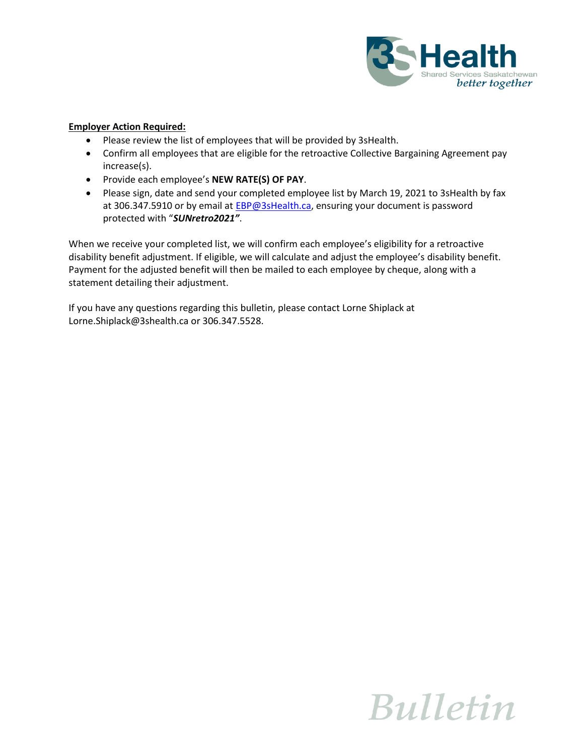**Employer Action Required:**

- Please review the list of employees that will be provided by 3sHealth.
- Confirm all employees that are eligible for the retroactive Collective Bargaining Agreement pay increase(s).
- Provide each employee's **NEW RATE(S) OF PAY**.
- Please sign, date and send your completed employee list by March 19, 2021 to 3sHealth by fax at 306.347.5910 or by email at EBP@3sHealth.ca, ensuring your document is password protected with "***SUNretro2021"***.

When we receive your completed list, we will confirm each employee's eligibility for a retroactive disability benefit adjustment. If eligible, we will calculate and adjust the employee's disability benefit. Payment for the adjusted benefit will then be mailed to each employee by cheque, along with a statement detailing their adjustment.

If you have any questions regarding this bulletin, please contact Lorne Shiplack at Lorne.Shiplack@3shealth.ca or 306.347.5528.